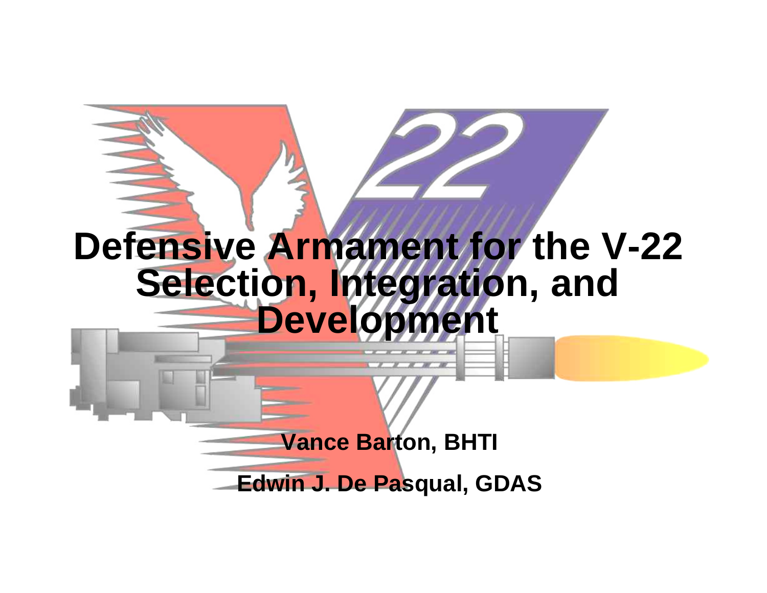# Defensive Armament for the V-22 Selection, Integration, and Development

**Vance Barton, BHTI**

**Edwin J. De Pasqual, GDAS**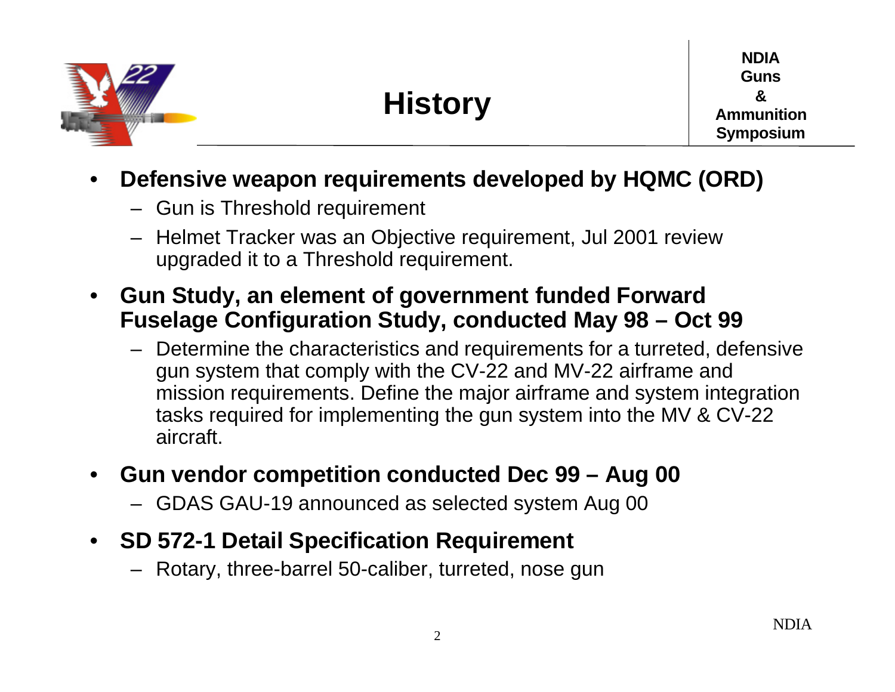# History

- **Defensive weapon requirements developed by HQMC (ORD)**
  - Gun is Threshold requirement
  - Helmet Tracker was an Objective requirement, Jul 2001 review upgraded it to a Threshold requirement.
- **Gun Study, an element of government funded Forward Fuselage Configuration Study, conducted May 98 – Oct 99**
  - Determine the characteristics and requirements for a turreted, defensive gun system that comply with the CV-22 and MV-22 airframe and mission requirements. Define the major airframe and system integration tasks required for implementing the gun system into the MV & CV-22 aircraft.
- **Gun vendor competition conducted Dec 99 – Aug 00**
  - GDAS GAU-19 announced as selected system Aug 00
- **SD 572-1 Detail Specification Requirement**
  - Rotary, three-barrel 50-caliber, turreted, nose gun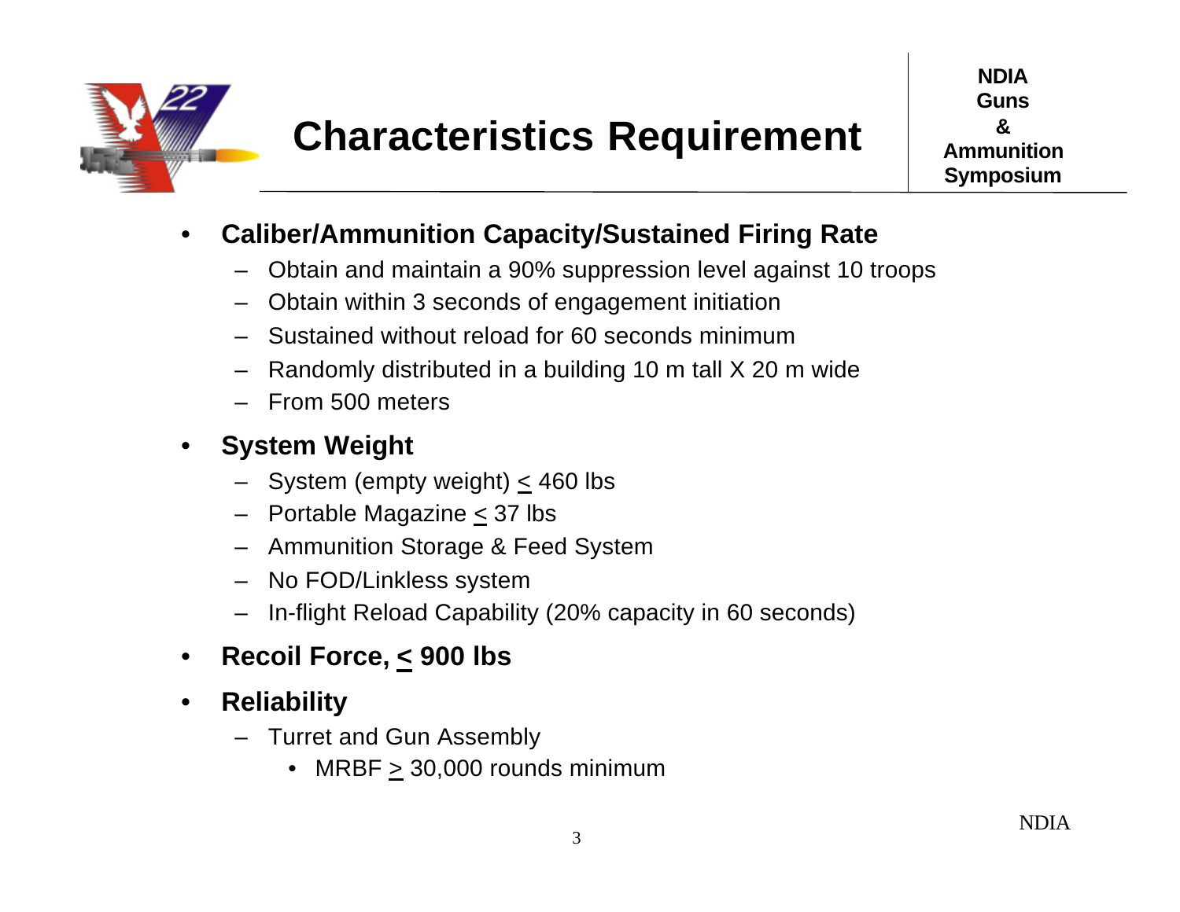# Characteristics Requirement

- **Caliber/Ammunition Capacity/Sustained Firing Rate**
  - Obtain and maintain a 90% suppression level against 10 troops
  - Obtain within 3 seconds of engagement initiation
  - Sustained without reload for 60 seconds minimum
  - Randomly distributed in a building 10 m tall X 20 m wide
  - From 500 meters
- **System Weight**
  - System (empty weight) $\leq$ 460 lbs
  - Portable Magazine $\leq$ 37 lbs
  - Ammunition Storage & Feed System
  - No FOD/Linkless system
  - In-flight Reload Capability (20% capacity in 60 seconds)
- **Recoil Force, $\leq$ 900 lbs**
- **Reliability**
  - Turret and Gun Assembly
    - MRBF $\geq$ 30,000 rounds minimum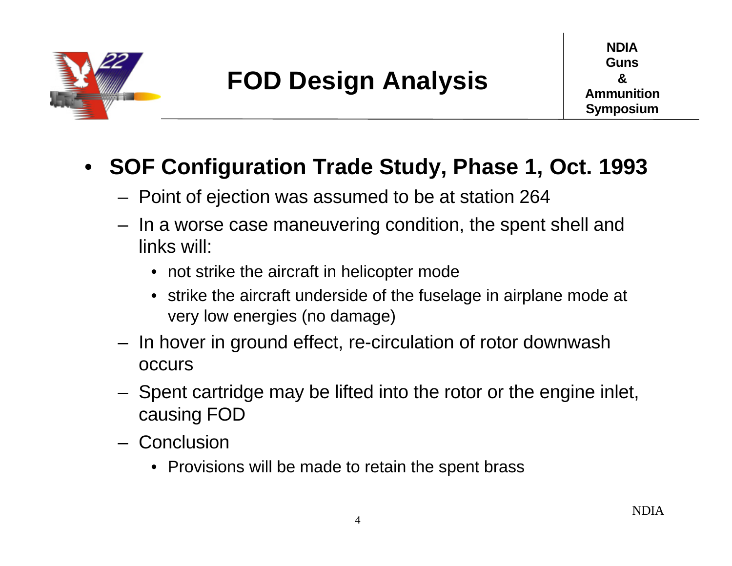# FOD Design Analysis

- **SOF Configuration Trade Study, Phase 1, Oct. 1993**
  - Point of ejection was assumed to be at station 264
  - In a worse case maneuvering condition, the spent shell and links will:
    - not strike the aircraft in helicopter mode
    - strike the aircraft underside of the fuselage in airplane mode at very low energies (no damage)
  - In hover in ground effect, re-circulation of rotor downwash occurs
  - Spent cartridge may be lifted into the rotor or the engine inlet, causing FOD
  - Conclusion
    - Provisions will be made to retain the spent brass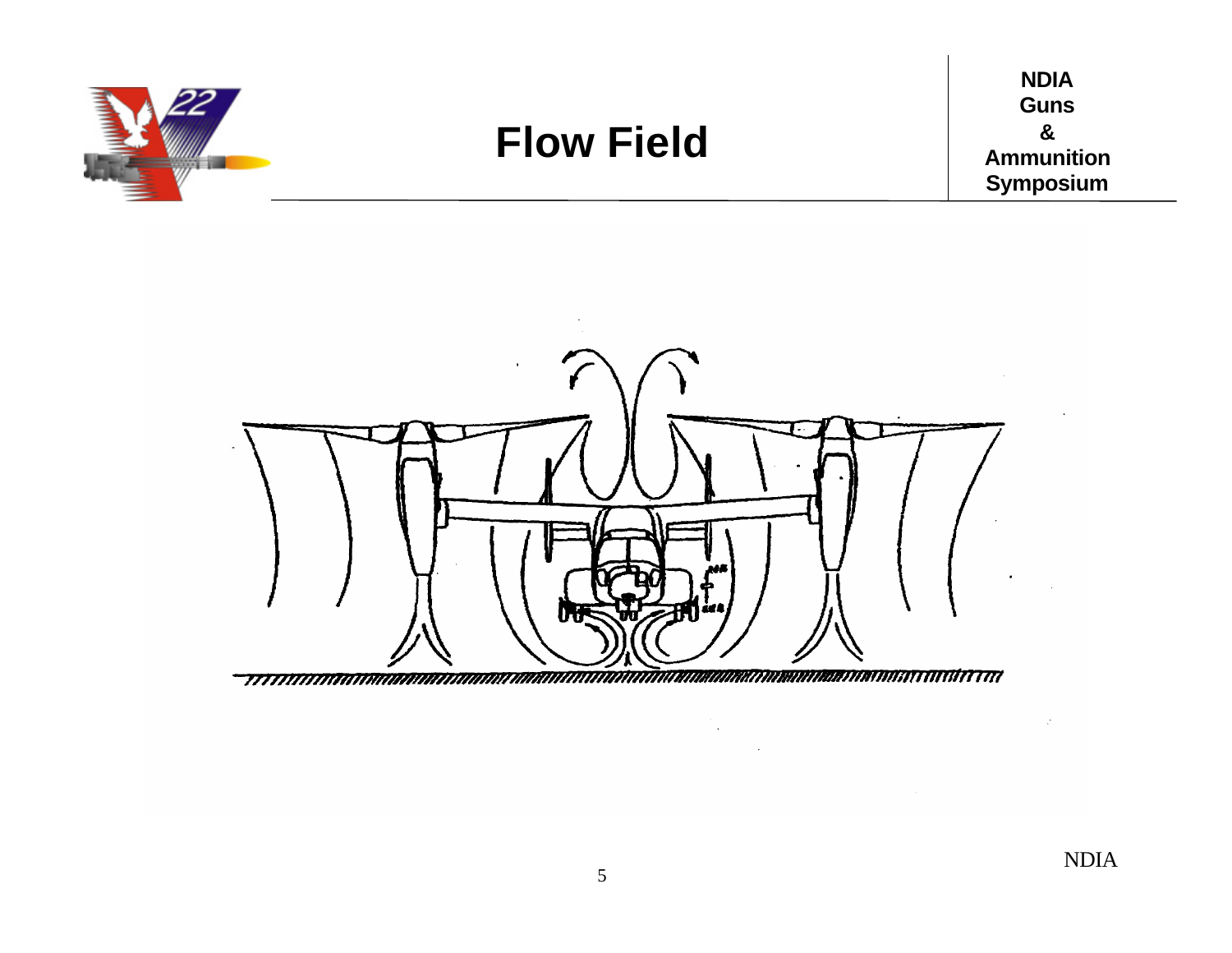# Flow Field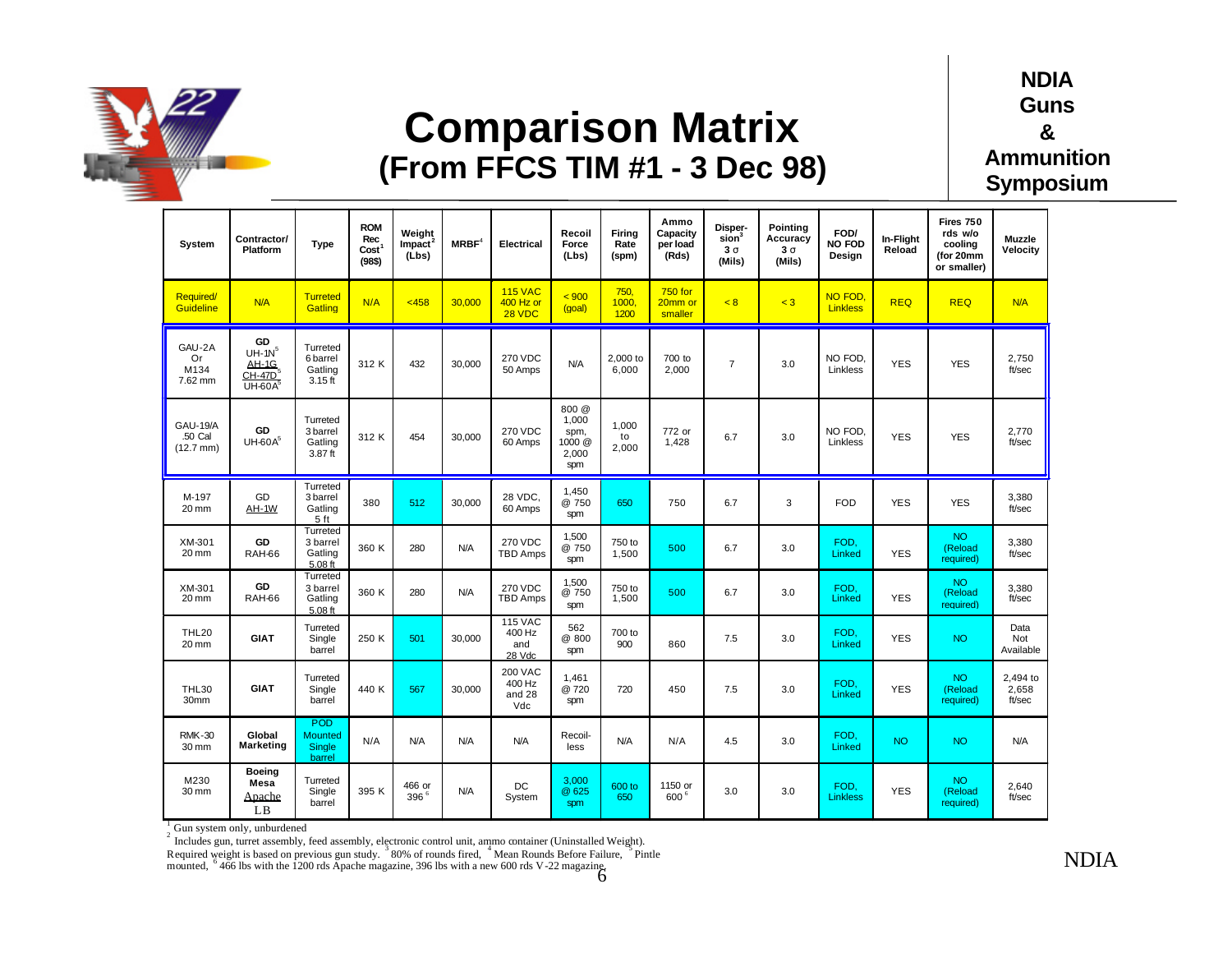# Comparison Matrix
## (From FFCS TIM #1 - 3 Dec 98)

NDIA Guns & Ammunition Symposium

| System | Contractor/ Platform | Type | ROM Rec Cost[1] (98$) | Weight Impact[2] (Lbs) | MRBF[4] | Electrical | Recoil Force (Lbs) | Firing Rate (spm) | Ammo Capacity per load (Rds) | Dispersion[3] 3 σ (Mils) | Pointing Accuracy 3 σ (Mils) | FOD/ NO FOD Design | In-Flight Reload | Fires 750 rds w/o cooling (for 20mm or smaller) | Muzzle Velocity |
|---|---|---|---|---|---|---|---|---|---|---|---|---|---|---|---|
| Required/ Guideline | N/A | Turreted Gatling | N/A | <458 | 30,000 | 115 VAC 400 Hz or 28 VDC | < 900 (goal) | 750, 1000, 1200 | 750 for 20mm or smaller | < 8 | < 3 | NO FOD, Linkless | REQ | REQ | N/A |
| GAU-2A Or M134 7.62 mm | GD UH-1N[5] AH-1G CH-47D[5] UH-60A[5] | Turreted 6 barrel Gatling 3.15 ft | 312 K | 432 | 30,000 | 270 VDC 50 Amps | N/A | 2,000 to 6,000 | 700 to 2,000 | 7 | 3.0 | NO FOD, Linkless | YES | YES | 2,750 ft/sec |
| GAU-19/A .50 Cal (12.7 mm) | GD UH-60A[5] | Turreted 3 barrel Gatling 3.87 ft | 312 K | 454 | 30,000 | 270 VDC 60 Amps | 800 @ 1,000 spm, 1000 @ 2,000 spm | 1,000 to 2,000 | 772 or 1,428 | 6.7 | 3.0 | NO FOD, Linkless | YES | YES | 2,770 ft/sec |
| M-197 20 mm | GD AH-1W | Turreted 3 barrel Gatling 5 ft | 380 | 512 | 30,000 | 28 VDC, 60 Amps | 1,450 @ 750 spm | 650 | 750 | 6.7 | 3 | FOD | YES | YES | 3,380 ft/sec |
| XM-301 20 mm | GD RAH-66 | Turreted 3 barrel Gatling 5.08 ft | 360 K | 280 | N/A | 270 VDC TBD Amps | 1,500 @ 750 spm | 750 to 1,500 | 500 | 6.7 | 3.0 | FOD, Linked | YES | NO (Reload required) | 3,380 ft/sec |
| XM-301 20 mm | GD RAH-66 | Turreted 3 barrel Gatling 5.08 ft | 360 K | 280 | N/A | 270 VDC TBD Amps | 1,500 @ 750 spm | 750 to 1,500 | 500 | 6.7 | 3.0 | FOD, Linked | YES | NO (Reload required) | 3,380 ft/sec |
| THL20 20 mm | GIAT | Turreted Single barrel | 250 K | 501 | 30,000 | 115 VAC 400 Hz and 28 Vdc | 562 @ 800 spm | 700 to 900 | 860 | 7.5 | 3.0 | FOD, Linked | YES | NO | Data Not Available |
| THL30 30mm | GIAT | Turreted Single barrel | 440 K | 567 | 30,000 | 200 VAC 400 Hz and 28 Vdc | 1,461 @ 720 spm | 720 | 450 | 7.5 | 3.0 | FOD, Linked | YES | NO (Reload required) | 2,494 to 2,658 ft/sec |
| RMK-30 30 mm | Global Marketing | POD Mounted Single barrel | N/A | N/A | N/A | N/A | Recoil-less | N/A | N/A | 4.5 | 3.0 | FOD, Linked | NO | NO | N/A |
| M230 30 mm | Boeing Mesa Apache LB | Turreted Single barrel | 395 K | 466 or 396[6] | N/A | DC System | 3,000 @ 625 spm | 600 to 650 | 1150 or 600[6] | 3.0 | 3.0 | FOD, Linkless | YES | NO (Reload required) | 2,640 ft/sec |

[1] Gun system only, unburdened
[2] Includes gun, turret assembly, feed assembly, electronic control unit, ammo container (Uninstalled Weight).
Required weight is based on previous gun study. [3] 80% of rounds fired, [4] Mean Rounds Before Failure, [5] Pintle mounted, [6] 466 lbs with the 1200 rds Apache magazine, 396 lbs with a new 600 rds V-22 magazine.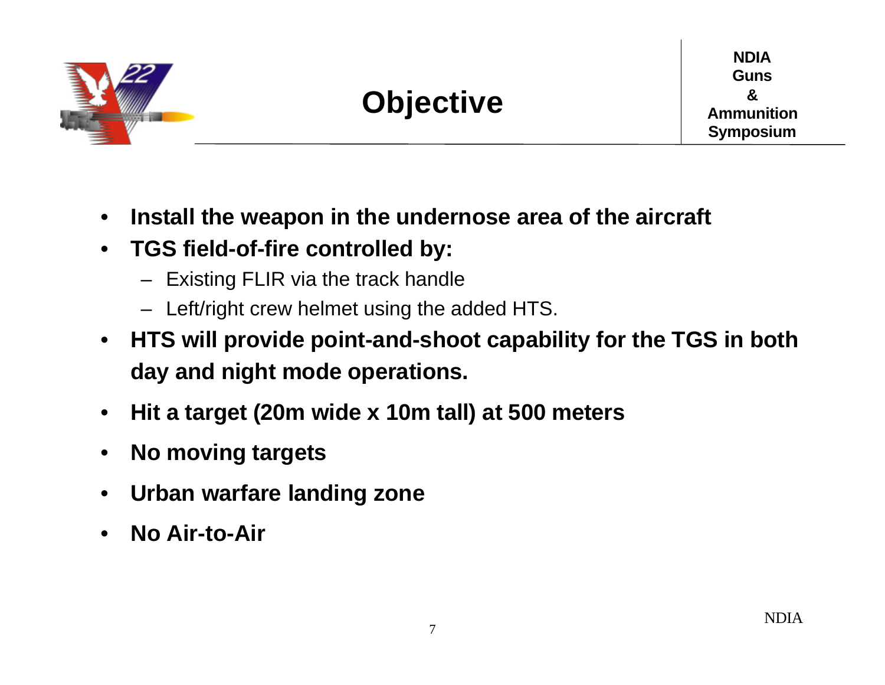# Objective

- **Install the weapon in the undernose area of the aircraft**
- **TGS field-of-fire controlled by:**
  - Existing FLIR via the track handle
  - Left/right crew helmet using the added HTS.
- **HTS will provide point-and-shoot capability for the TGS in both day and night mode operations.**
- **Hit a target (20m wide x 10m tall) at 500 meters**
- **No moving targets**
- **Urban warfare landing zone**
- **No Air-to-Air**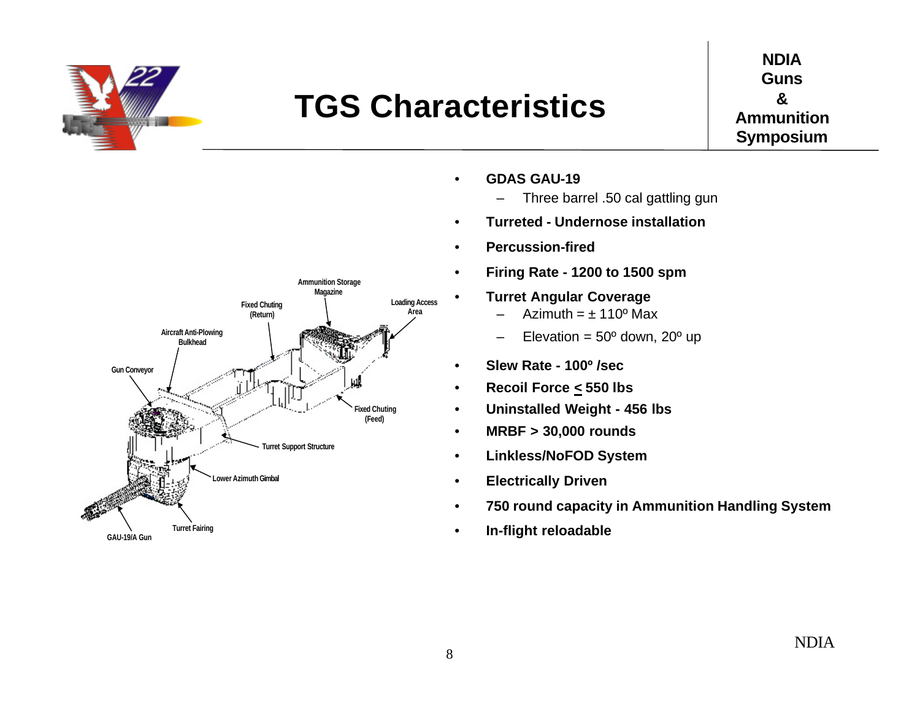# TGS Characteristics

NDIA Guns & Ammunition Symposium

Ammunition Storage Magazine

Fixed Chuting (Return)

Loading Access Area

Aircraft Anti-Plowing Bulkhead

Gun Conveyor

Fixed Chuting (Feed)

Turret Support Structure

Lower Azimuth Gimbal

Turret Fairing

GAU-19/A Gun

- **GDAS GAU-19**
  - Three barrel .50 cal gattling gun
- **Turreted - Undernose installation**
- **Percussion-fired**
- **Firing Rate - 1200 to 1500 spm**
- **Turret Angular Coverage**
  - Azimuth = ± 110º Max
  - Elevation = 50º down, 20º up
- **Slew Rate - 100º /sec**
- **Recoil Force ≤ 550 lbs**
- **Uninstalled Weight - 456 lbs**
- **MRBF > 30,000 rounds**
- **Linkless/NoFOD System**
- **Electrically Driven**
- **750 round capacity in Ammunition Handling System**
- **In-flight reloadable**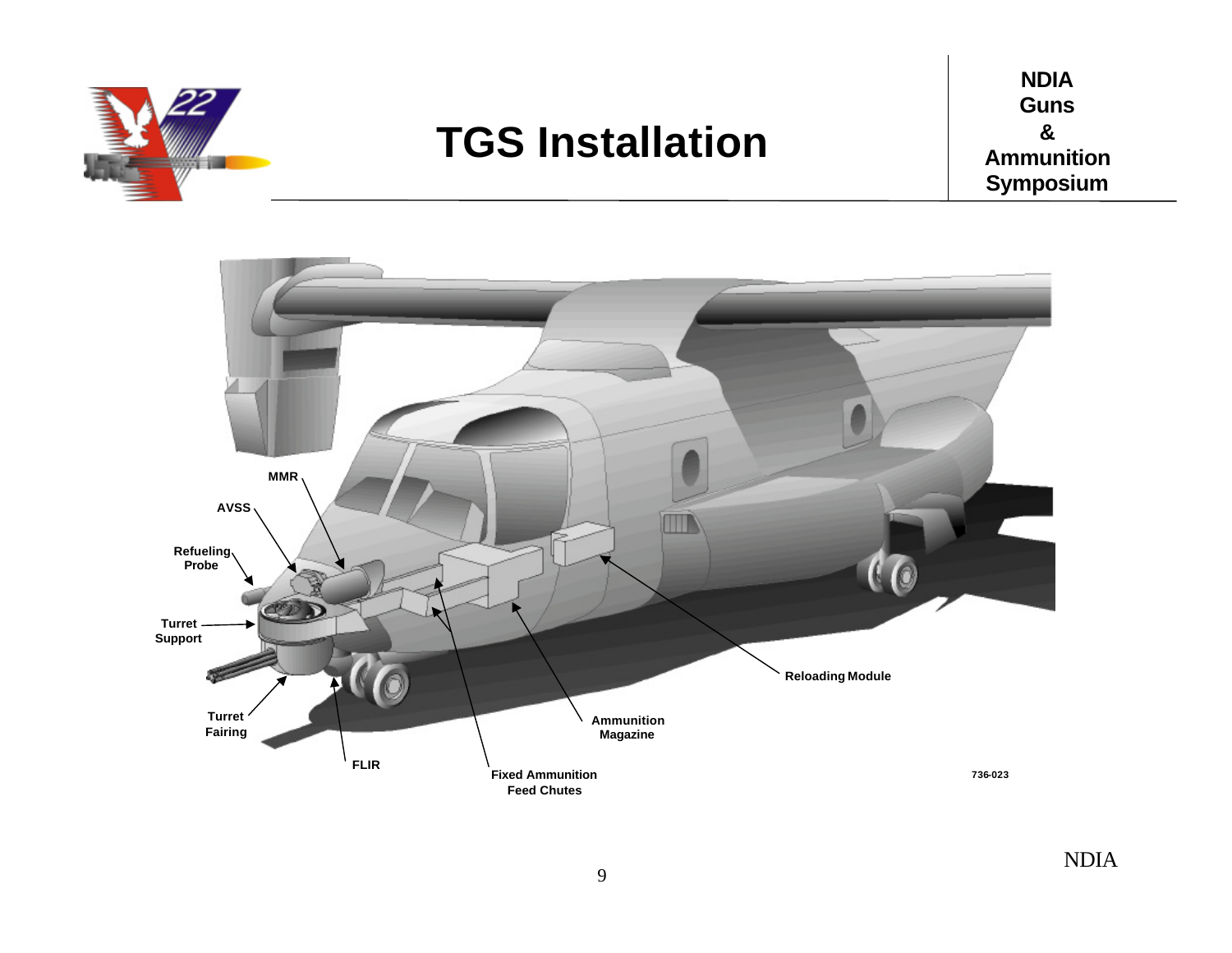# TGS Installation

NDIA Guns & Ammunition Symposium

MMR

AVSS

Refueling Probe

Turret Support

Turret Fairing

FLIR

Fixed Ammunition Feed Chutes

Ammunition Magazine

Reloading Module

736-023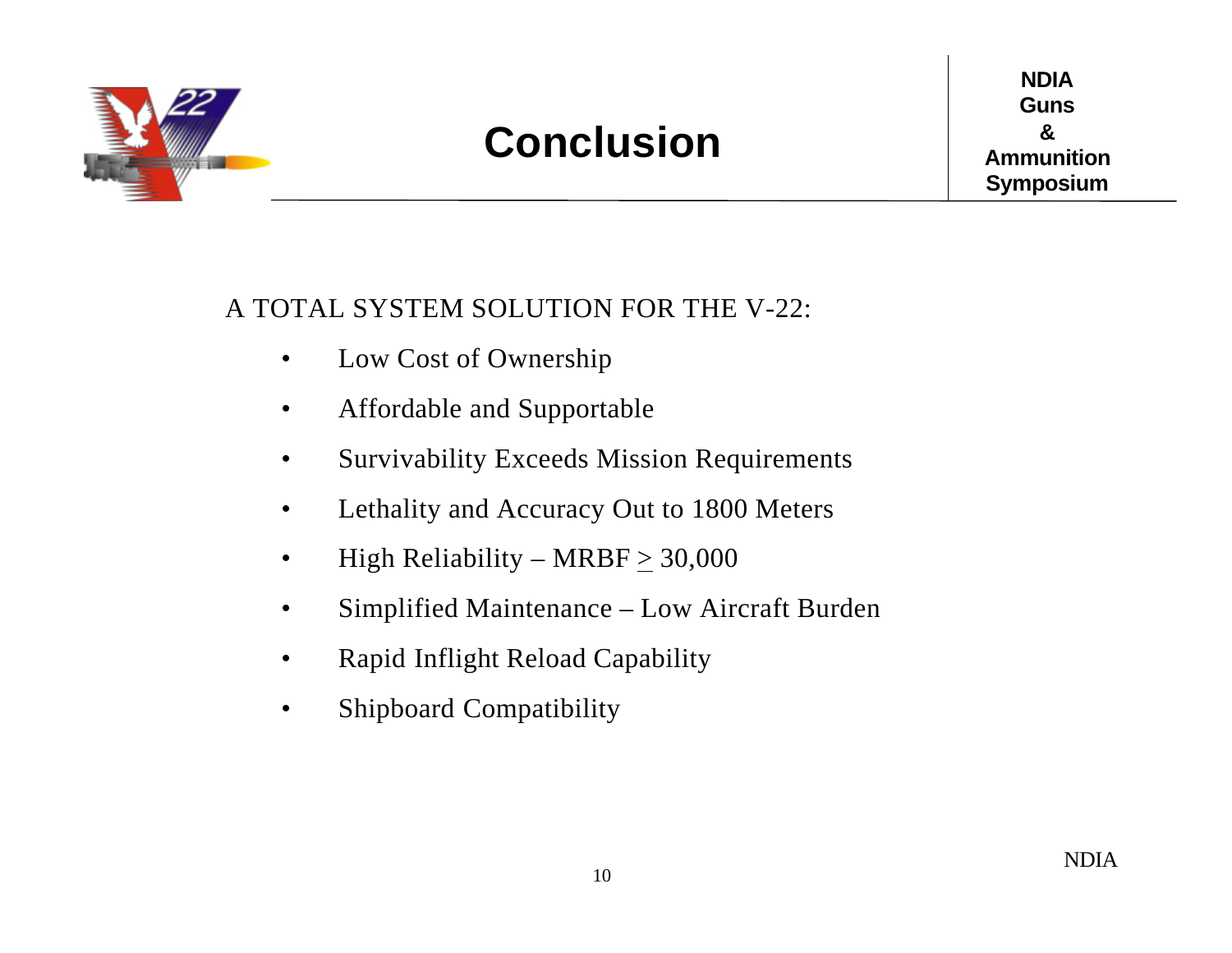# Conclusion

A TOTAL SYSTEM SOLUTION FOR THE V-22:

- Low Cost of Ownership
- Affordable and Supportable
- Survivability Exceeds Mission Requirements
- Lethality and Accuracy Out to 1800 Meters
- High Reliability – MRBF $\geq$ 30,000
- Simplified Maintenance – Low Aircraft Burden
- Rapid Inflight Reload Capability
- Shipboard Compatibility